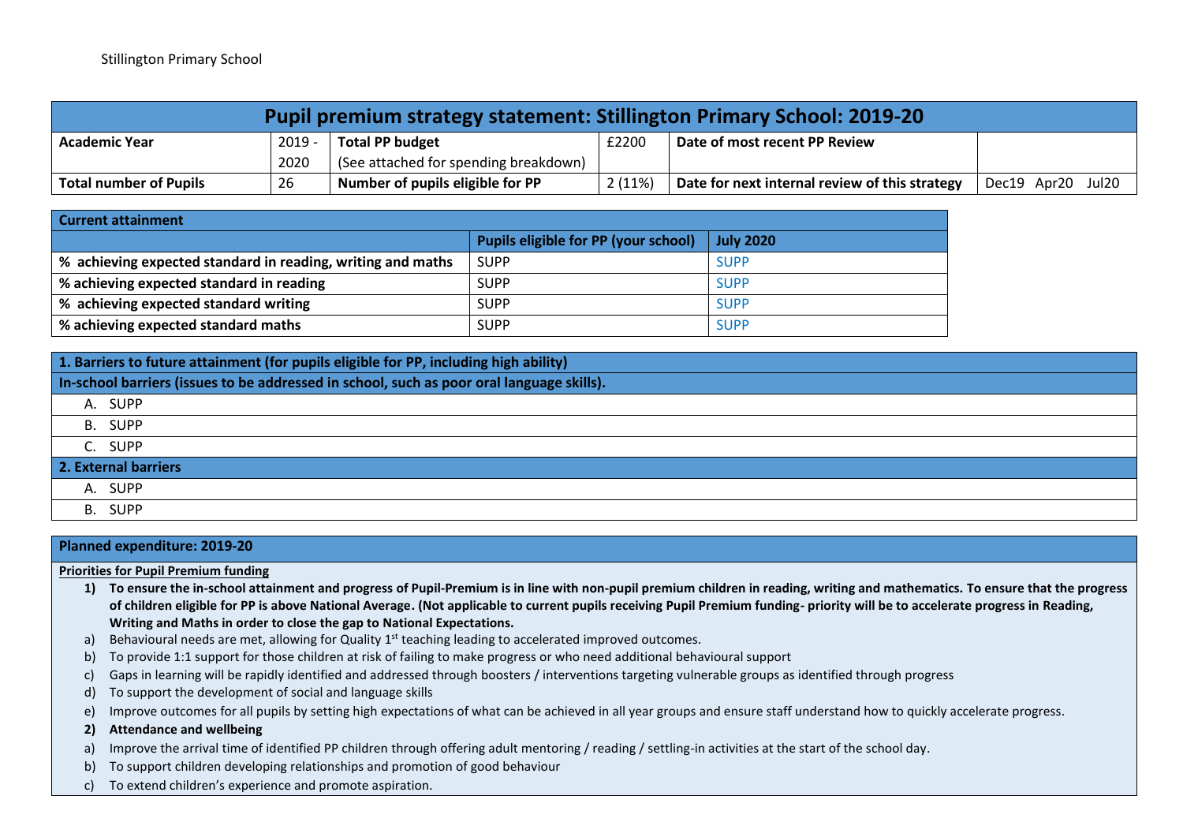Stillington Primary School

| Pupil premium strategy statement: Stillington Primary School: 2019-20 | | | | | |
|---|---|---|---|---|---|
| **Academic Year** | 2019 - 2020 | **Total PP budget** (See attached for spending breakdown) | £2200 | **Date of most recent PP Review** | |
| **Total number of Pupils** | 26 | **Number of pupils eligible for PP** | 2 (11%) | **Date for next internal review of this strategy** | Dec19 Apr20 Jul20 |

| **Current attainment** | | |
|---|---|---|
| | **Pupils eligible for PP (your school)** | **July 2020** |
| **% achieving expected standard in reading, writing and maths** | SUPP | SUPP |
| **% achieving expected standard in reading** | SUPP | SUPP |
| **% achieving expected standard writing** | SUPP | SUPP |
| **% achieving expected standard maths** | SUPP | SUPP |

| **1. Barriers to future attainment (for pupils eligible for PP, including high ability)** |
|---|
| **In-school barriers (issues to be addressed in school, such as poor oral language skills).** |
| A. SUPP |
| B. SUPP |
| C. SUPP |
| **2. External barriers** |
| A. SUPP |
| B. SUPP |

**Planned expenditure: 2019-20**

**Priorities for Pupil Premium funding**

1) **To ensure the in-school attainment and progress of Pupil-Premium is in line with non-pupil premium children in reading, writing and mathematics. To ensure that the progress of children eligible for PP is above National Average. (Not applicable to current pupils receiving Pupil Premium funding- priority will be to accelerate progress in Reading, Writing and Maths in order to close the gap to National Expectations.**

a) Behavioural needs are met, allowing for Quality 1st teaching leading to accelerated improved outcomes.
b) To provide 1:1 support for those children at risk of failing to make progress or who need additional behavioural support
c) Gaps in learning will be rapidly identified and addressed through boosters / interventions targeting vulnerable groups as identified through progress
d) To support the development of social and language skills
e) Improve outcomes for all pupils by setting high expectations of what can be achieved in all year groups and ensure staff understand how to quickly accelerate progress.

2) **Attendance and wellbeing**

a) Improve the arrival time of identified PP children through offering adult mentoring / reading / settling-in activities at the start of the school day.
b) To support children developing relationships and promotion of good behaviour
c) To extend children's experience and promote aspiration.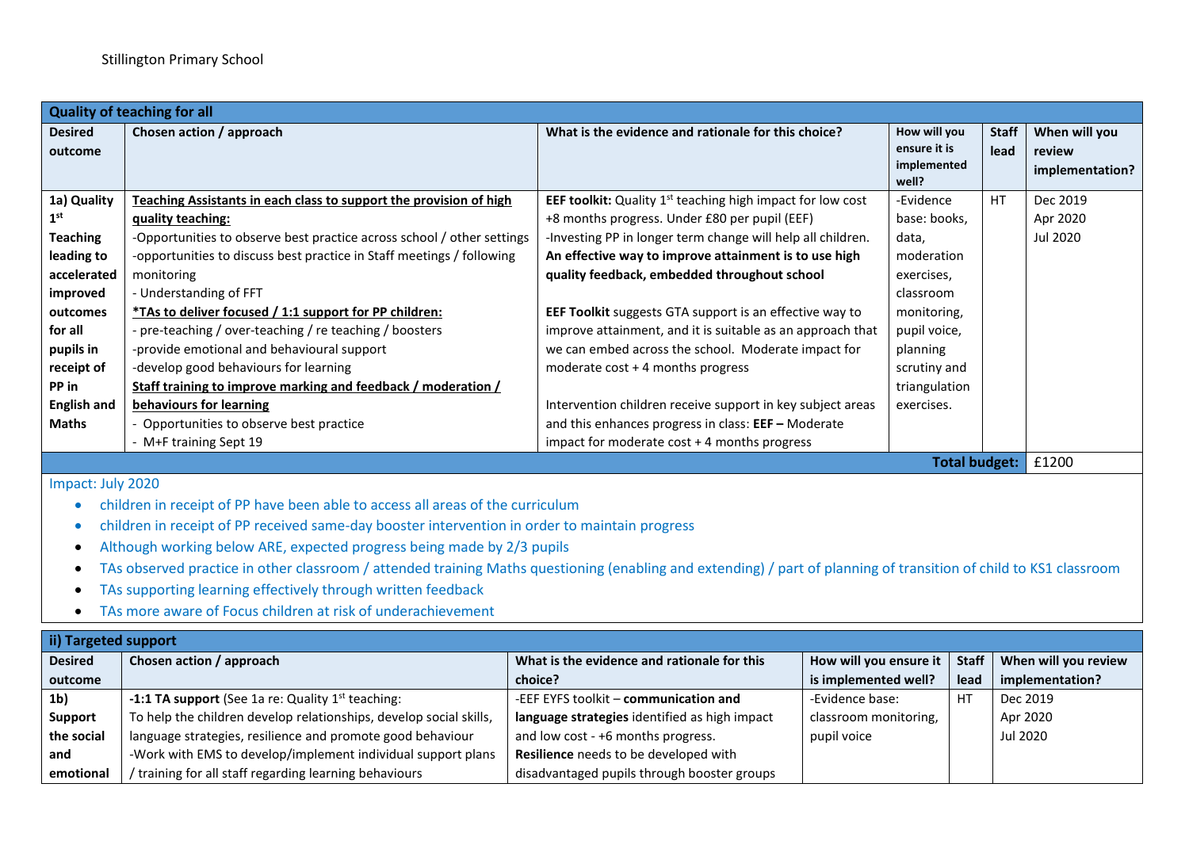Stillington Primary School

| Quality of teaching for all | | | | | |
|---|---|---|---|---|---|
| **Desired outcome** | **Chosen action / approach** | **What is the evidence and rationale for this choice?** | **How will you ensure it is implemented well?** | **Staff lead** | **When will you review implementation?** |
| **1a) Quality 1st Teaching leading to accelerated improved outcomes for all pupils in receipt of PP in English and Maths** | **Teaching Assistants in each class to support the provision of high quality teaching:**<br>-Opportunities to observe best practice across school / other settings<br>-opportunities to discuss best practice in Staff meetings / following monitoring<br>- Understanding of FFT<br>***TAs to deliver focused / 1:1 support for PP children:**<br>- pre-teaching / over-teaching / re teaching / boosters<br>-provide emotional and behavioural support<br>-develop good behaviours for learning<br>**Staff training to improve marking and feedback / moderation / behaviours for learning**<br>- Opportunities to observe best practice<br>- M+F training Sept 19 | **EEF toolkit:** Quality 1st teaching high impact for low cost +8 months progress. Under £80 per pupil (EEF)<br>-Investing PP in longer term change will help all children. **An effective way to improve attainment is to use high quality feedback, embedded throughout school**<br><br>**EEF Toolkit** suggests GTA support is an effective way to improve attainment, and it is suitable as an approach that we can embed across the school. Moderate impact for moderate cost + 4 months progress<br><br>Intervention children receive support in key subject areas and this enhances progress in class: **EEF –** Moderate impact for moderate cost + 4 months progress | -Evidence base: books, data, moderation exercises, classroom monitoring, pupil voice, planning scrutiny and triangulation exercises. | HT | Dec 2019<br>Apr 2020<br>Jul 2020 |
| | | | | **Total budget:** | £1200 |

Impact: July 2020

- children in receipt of PP have been able to access all areas of the curriculum
- children in receipt of PP received same-day booster intervention in order to maintain progress
- Although working below ARE, expected progress being made by 2/3 pupils
- TAs observed practice in other classroom / attended training Maths questioning (enabling and extending) / part of planning of transition of child to KS1 classroom
- TAs supporting learning effectively through written feedback
- TAs more aware of Focus children at risk of underachievement

| ii) Targeted support | | | | | |
|---|---|---|---|---|---|
| **Desired outcome** | **Chosen action / approach** | **What is the evidence and rationale for this choice?** | **How will you ensure it is implemented well?** | **Staff lead** | **When will you review implementation?** |
| **1b) Support the social and emotional** | **-1:1 TA support** (See 1a re: Quality 1st teaching:<br>To help the children develop relationships, develop social skills, language strategies, resilience and promote good behaviour<br>-Work with EMS to develop/implement individual support plans / training for all staff regarding learning behaviours | -EEF EYFS toolkit – **communication and language strategies** identified as high impact and low cost - +6 months progress.<br>**Resilience** needs to be developed with disadvantaged pupils through booster groups | -Evidence base: classroom monitoring, pupil voice | HT | Dec 2019<br>Apr 2020<br>Jul 2020 |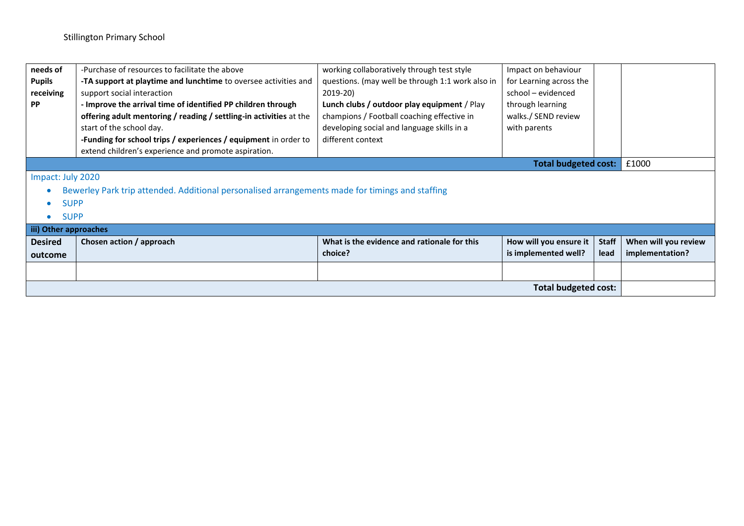| | | | | | |
|---|---|---|---|---|---|
| **needs of Pupils receiving PP** | -Purchase of resources to facilitate the above<br>**-TA support at playtime and lunchtime** to oversee activities and support social interaction<br>**- Improve the arrival time of identified PP children through offering adult mentoring / reading / settling-in activities** at the start of the school day.<br>**-Funding for school trips / experiences / equipment** in order to extend children's experience and promote aspiration. | working collaboratively through test style questions. (may well be through 1:1 work also in 2019-20)<br>**Lunch clubs / outdoor play equipment** / Play champions / Football coaching effective in developing social and language skills in a different context | Impact on behaviour for Learning across the school – evidenced through learning walks./ SEND review with parents | | |
| | | | | **Total budgeted cost:** | £1000 |

Impact: July 2020

- Bewerley Park trip attended. Additional personalised arrangements made for timings and staffing
- SUPP
- SUPP

**iii) Other approaches**

| Desired outcome | Chosen action / approach | What is the evidence and rationale for this choice? | How will you ensure it is implemented well? | Staff lead | When will you review implementation? |
|---|---|---|---|---|---|
| | | | | | |
| | | | | **Total budgeted cost:** | |